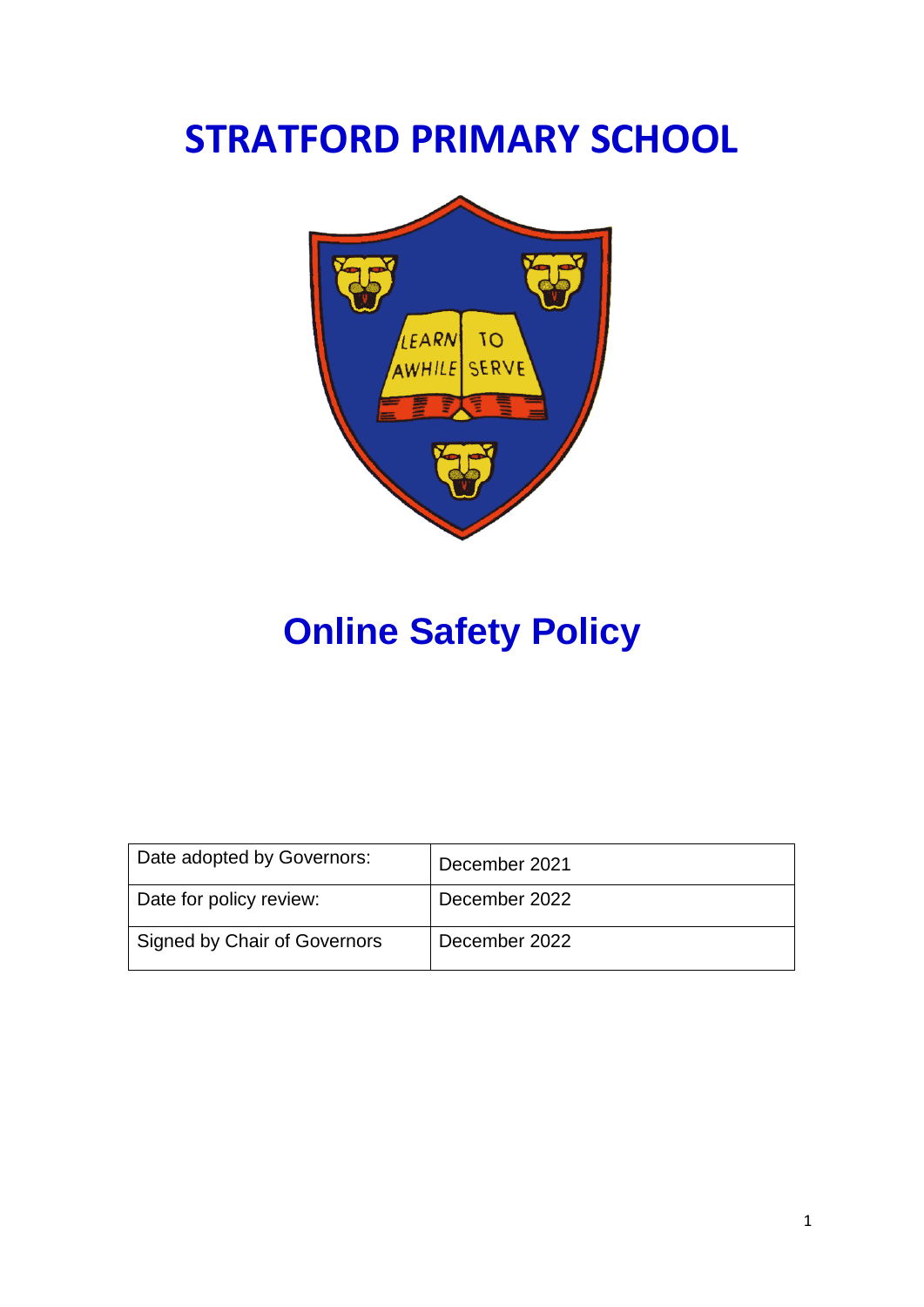# STRATFORD PRIMARY SCHOOL

# Online Safety Policy

| Date adopted by Governors: | December 2021 |
|---|---|
| Date for policy review: | December 2022 |
| Signed by Chair of Governors | December 2022 |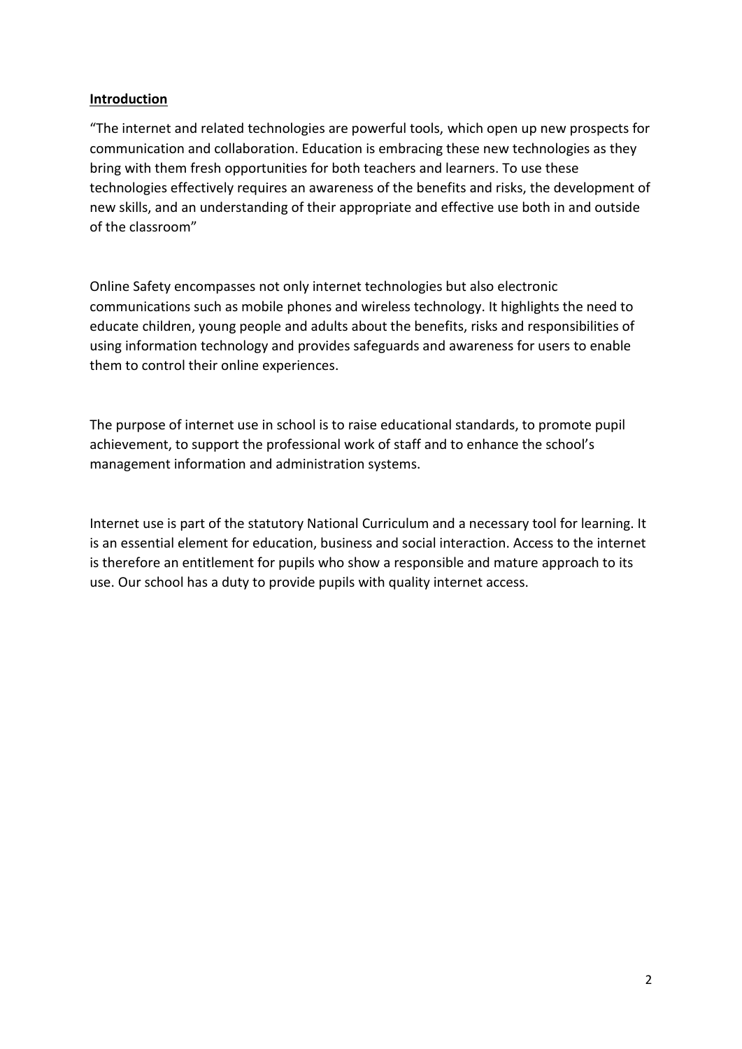## Introduction

"The internet and related technologies are powerful tools, which open up new prospects for communication and collaboration. Education is embracing these new technologies as they bring with them fresh opportunities for both teachers and learners. To use these technologies effectively requires an awareness of the benefits and risks, the development of new skills, and an understanding of their appropriate and effective use both in and outside of the classroom"

Online Safety encompasses not only internet technologies but also electronic communications such as mobile phones and wireless technology. It highlights the need to educate children, young people and adults about the benefits, risks and responsibilities of using information technology and provides safeguards and awareness for users to enable them to control their online experiences.

The purpose of internet use in school is to raise educational standards, to promote pupil achievement, to support the professional work of staff and to enhance the school's management information and administration systems.

Internet use is part of the statutory National Curriculum and a necessary tool for learning. It is an essential element for education, business and social interaction. Access to the internet is therefore an entitlement for pupils who show a responsible and mature approach to its use. Our school has a duty to provide pupils with quality internet access.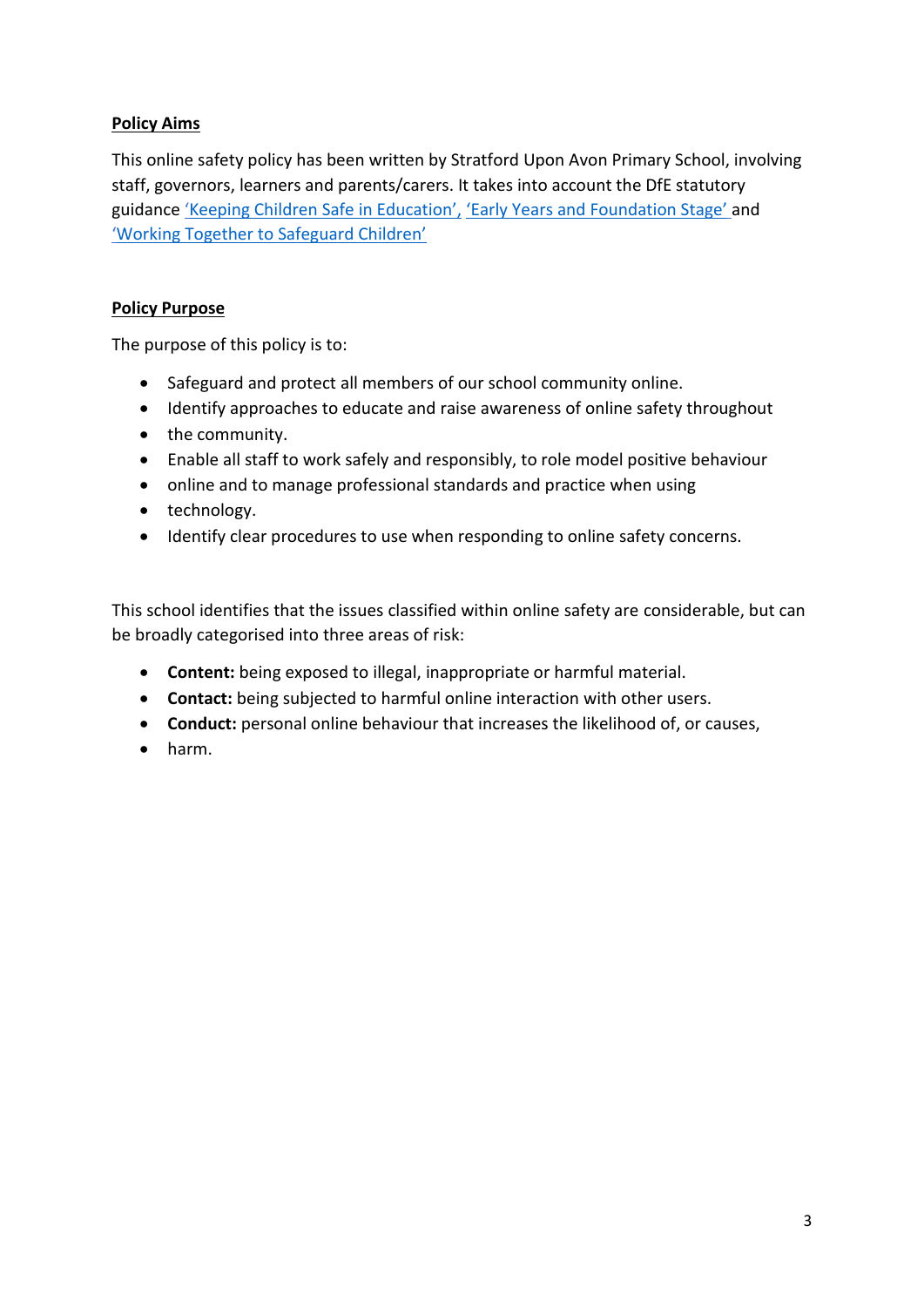**Policy Aims**

This online safety policy has been written by Stratford Upon Avon Primary School, involving staff, governors, learners and parents/carers. It takes into account the DfE statutory guidance 'Keeping Children Safe in Education', 'Early Years and Foundation Stage' and 'Working Together to Safeguard Children'

**Policy Purpose**

The purpose of this policy is to:

- Safeguard and protect all members of our school community online.
- Identify approaches to educate and raise awareness of online safety throughout
- the community.
- Enable all staff to work safely and responsibly, to role model positive behaviour
- online and to manage professional standards and practice when using
- technology.
- Identify clear procedures to use when responding to online safety concerns.

This school identifies that the issues classified within online safety are considerable, but can be broadly categorised into three areas of risk:

- **Content:** being exposed to illegal, inappropriate or harmful material.
- **Contact:** being subjected to harmful online interaction with other users.
- **Conduct:** personal online behaviour that increases the likelihood of, or causes,
- harm.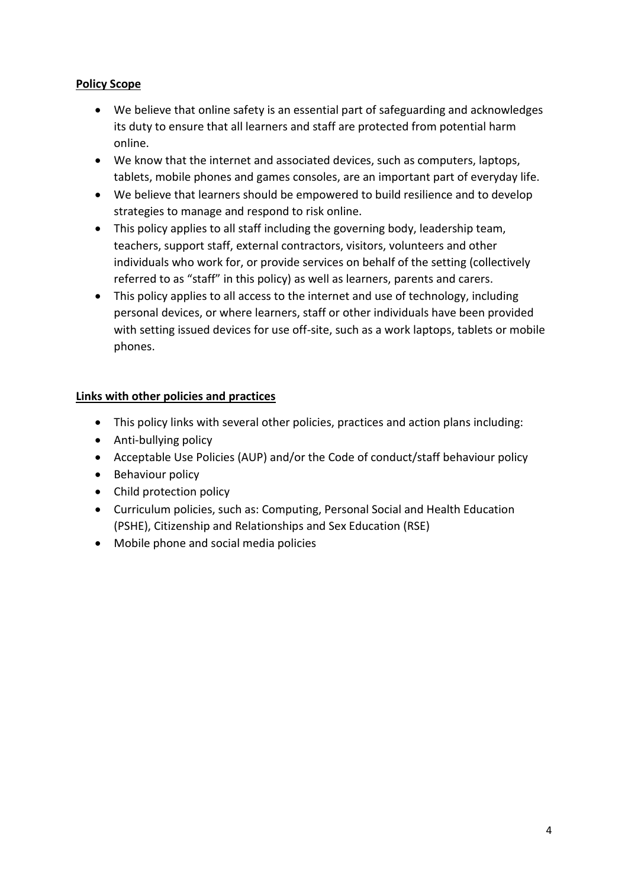**Policy Scope**

- We believe that online safety is an essential part of safeguarding and acknowledges its duty to ensure that all learners and staff are protected from potential harm online.
- We know that the internet and associated devices, such as computers, laptops, tablets, mobile phones and games consoles, are an important part of everyday life.
- We believe that learners should be empowered to build resilience and to develop strategies to manage and respond to risk online.
- This policy applies to all staff including the governing body, leadership team, teachers, support staff, external contractors, visitors, volunteers and other individuals who work for, or provide services on behalf of the setting (collectively referred to as "staff" in this policy) as well as learners, parents and carers.
- This policy applies to all access to the internet and use of technology, including personal devices, or where learners, staff or other individuals have been provided with setting issued devices for use off-site, such as a work laptops, tablets or mobile phones.

**Links with other policies and practices**

- This policy links with several other policies, practices and action plans including:
- Anti-bullying policy
- Acceptable Use Policies (AUP) and/or the Code of conduct/staff behaviour policy
- Behaviour policy
- Child protection policy
- Curriculum policies, such as: Computing, Personal Social and Health Education (PSHE), Citizenship and Relationships and Sex Education (RSE)
- Mobile phone and social media policies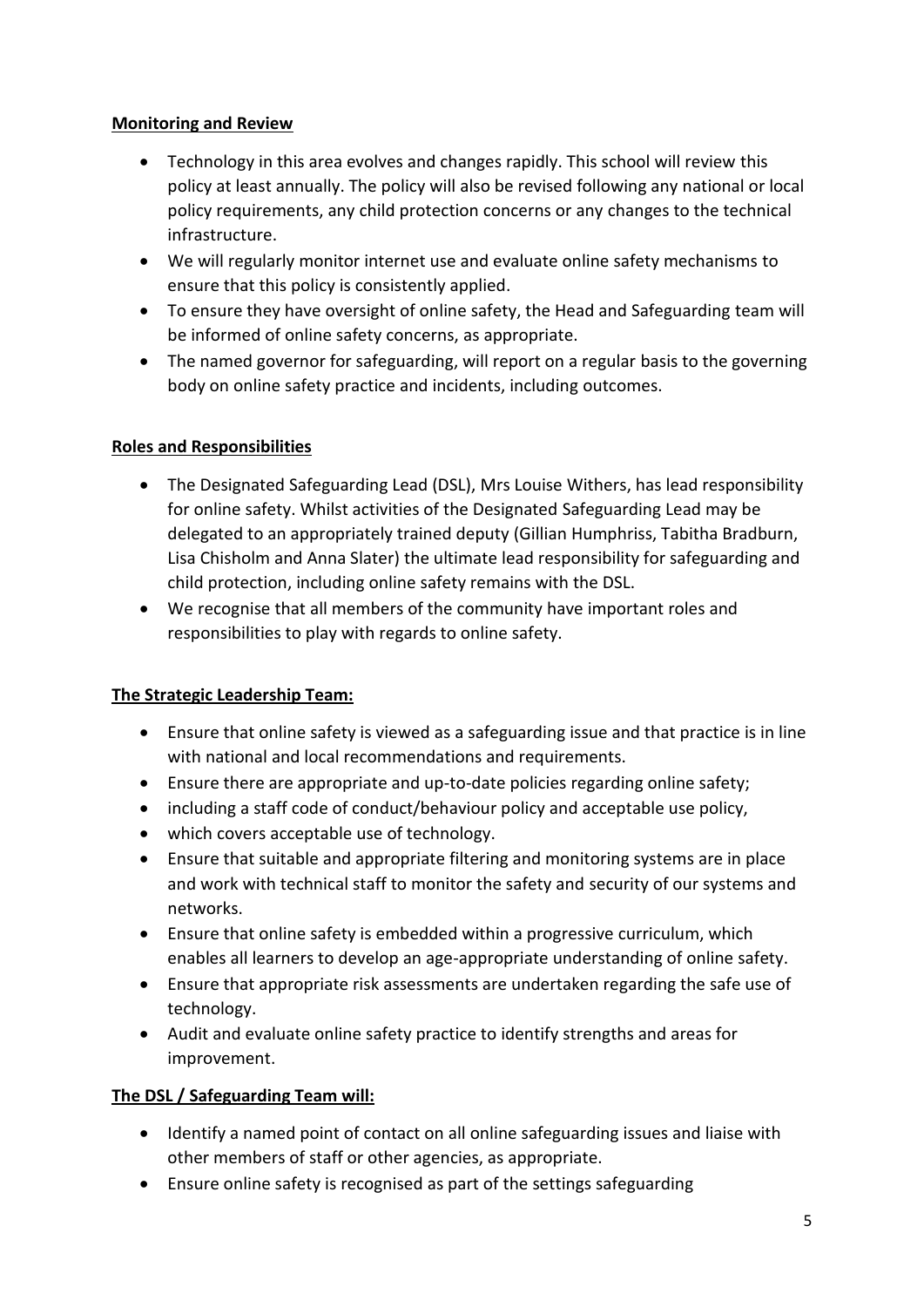**Monitoring and Review**

- Technology in this area evolves and changes rapidly. This school will review this policy at least annually. The policy will also be revised following any national or local policy requirements, any child protection concerns or any changes to the technical infrastructure.
- We will regularly monitor internet use and evaluate online safety mechanisms to ensure that this policy is consistently applied.
- To ensure they have oversight of online safety, the Head and Safeguarding team will be informed of online safety concerns, as appropriate.
- The named governor for safeguarding, will report on a regular basis to the governing body on online safety practice and incidents, including outcomes.

**Roles and Responsibilities**

- The Designated Safeguarding Lead (DSL), Mrs Louise Withers, has lead responsibility for online safety. Whilst activities of the Designated Safeguarding Lead may be delegated to an appropriately trained deputy (Gillian Humphriss, Tabitha Bradburn, Lisa Chisholm and Anna Slater) the ultimate lead responsibility for safeguarding and child protection, including online safety remains with the DSL.
- We recognise that all members of the community have important roles and responsibilities to play with regards to online safety.

**The Strategic Leadership Team:**

- Ensure that online safety is viewed as a safeguarding issue and that practice is in line with national and local recommendations and requirements.
- Ensure there are appropriate and up-to-date policies regarding online safety;
- including a staff code of conduct/behaviour policy and acceptable use policy,
- which covers acceptable use of technology.
- Ensure that suitable and appropriate filtering and monitoring systems are in place and work with technical staff to monitor the safety and security of our systems and networks.
- Ensure that online safety is embedded within a progressive curriculum, which enables all learners to develop an age-appropriate understanding of online safety.
- Ensure that appropriate risk assessments are undertaken regarding the safe use of technology.
- Audit and evaluate online safety practice to identify strengths and areas for improvement.

**The DSL / Safeguarding Team will:**

- Identify a named point of contact on all online safeguarding issues and liaise with other members of staff or other agencies, as appropriate.
- Ensure online safety is recognised as part of the settings safeguarding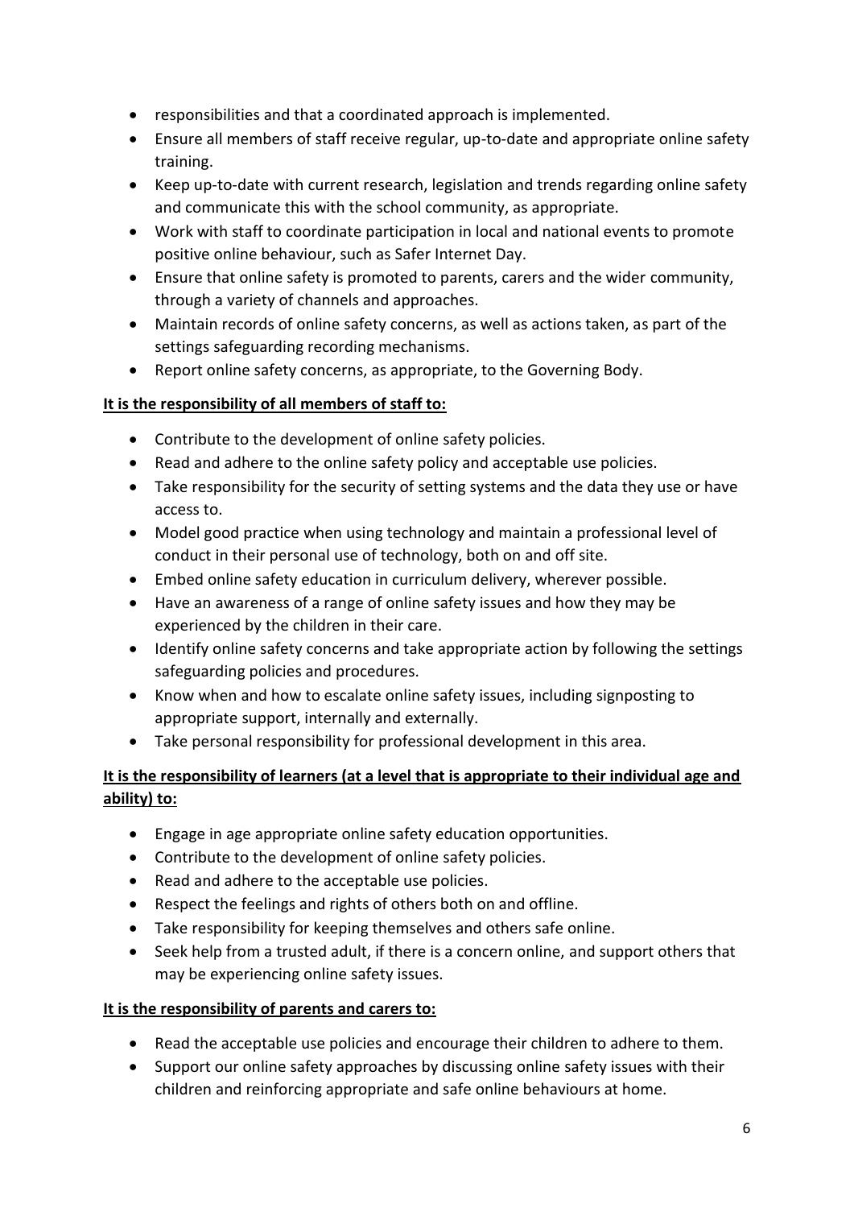- responsibilities and that a coordinated approach is implemented.
- Ensure all members of staff receive regular, up-to-date and appropriate online safety training.
- Keep up-to-date with current research, legislation and trends regarding online safety and communicate this with the school community, as appropriate.
- Work with staff to coordinate participation in local and national events to promote positive online behaviour, such as Safer Internet Day.
- Ensure that online safety is promoted to parents, carers and the wider community, through a variety of channels and approaches.
- Maintain records of online safety concerns, as well as actions taken, as part of the settings safeguarding recording mechanisms.
- Report online safety concerns, as appropriate, to the Governing Body.

**It is the responsibility of all members of staff to:**

- Contribute to the development of online safety policies.
- Read and adhere to the online safety policy and acceptable use policies.
- Take responsibility for the security of setting systems and the data they use or have access to.
- Model good practice when using technology and maintain a professional level of conduct in their personal use of technology, both on and off site.
- Embed online safety education in curriculum delivery, wherever possible.
- Have an awareness of a range of online safety issues and how they may be experienced by the children in their care.
- Identify online safety concerns and take appropriate action by following the settings safeguarding policies and procedures.
- Know when and how to escalate online safety issues, including signposting to appropriate support, internally and externally.
- Take personal responsibility for professional development in this area.

**It is the responsibility of learners (at a level that is appropriate to their individual age and ability) to:**

- Engage in age appropriate online safety education opportunities.
- Contribute to the development of online safety policies.
- Read and adhere to the acceptable use policies.
- Respect the feelings and rights of others both on and offline.
- Take responsibility for keeping themselves and others safe online.
- Seek help from a trusted adult, if there is a concern online, and support others that may be experiencing online safety issues.

**It is the responsibility of parents and carers to:**

- Read the acceptable use policies and encourage their children to adhere to them.
- Support our online safety approaches by discussing online safety issues with their children and reinforcing appropriate and safe online behaviours at home.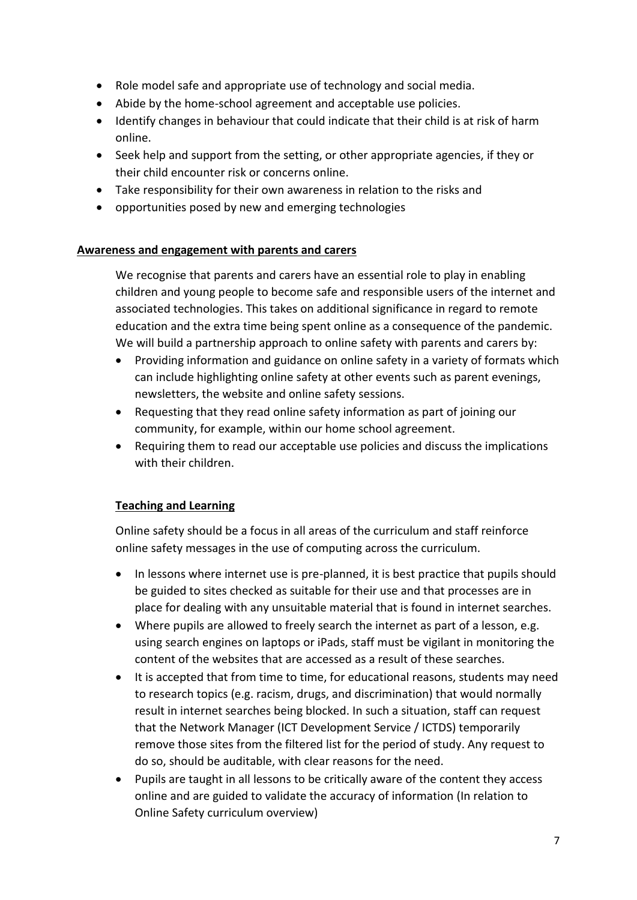- Role model safe and appropriate use of technology and social media.
- Abide by the home-school agreement and acceptable use policies.
- Identify changes in behaviour that could indicate that their child is at risk of harm online.
- Seek help and support from the setting, or other appropriate agencies, if they or their child encounter risk or concerns online.
- Take responsibility for their own awareness in relation to the risks and
- opportunities posed by new and emerging technologies

**Awareness and engagement with parents and carers**

We recognise that parents and carers have an essential role to play in enabling children and young people to become safe and responsible users of the internet and associated technologies. This takes on additional significance in regard to remote education and the extra time being spent online as a consequence of the pandemic. We will build a partnership approach to online safety with parents and carers by:

- Providing information and guidance on online safety in a variety of formats which can include highlighting online safety at other events such as parent evenings, newsletters, the website and online safety sessions.
- Requesting that they read online safety information as part of joining our community, for example, within our home school agreement.
- Requiring them to read our acceptable use policies and discuss the implications with their children.

**Teaching and Learning**

Online safety should be a focus in all areas of the curriculum and staff reinforce online safety messages in the use of computing across the curriculum.

- In lessons where internet use is pre-planned, it is best practice that pupils should be guided to sites checked as suitable for their use and that processes are in place for dealing with any unsuitable material that is found in internet searches.
- Where pupils are allowed to freely search the internet as part of a lesson, e.g. using search engines on laptops or iPads, staff must be vigilant in monitoring the content of the websites that are accessed as a result of these searches.
- It is accepted that from time to time, for educational reasons, students may need to research topics (e.g. racism, drugs, and discrimination) that would normally result in internet searches being blocked. In such a situation, staff can request that the Network Manager (ICT Development Service / ICTDS) temporarily remove those sites from the filtered list for the period of study. Any request to do so, should be auditable, with clear reasons for the need.
- Pupils are taught in all lessons to be critically aware of the content they access online and are guided to validate the accuracy of information (In relation to Online Safety curriculum overview)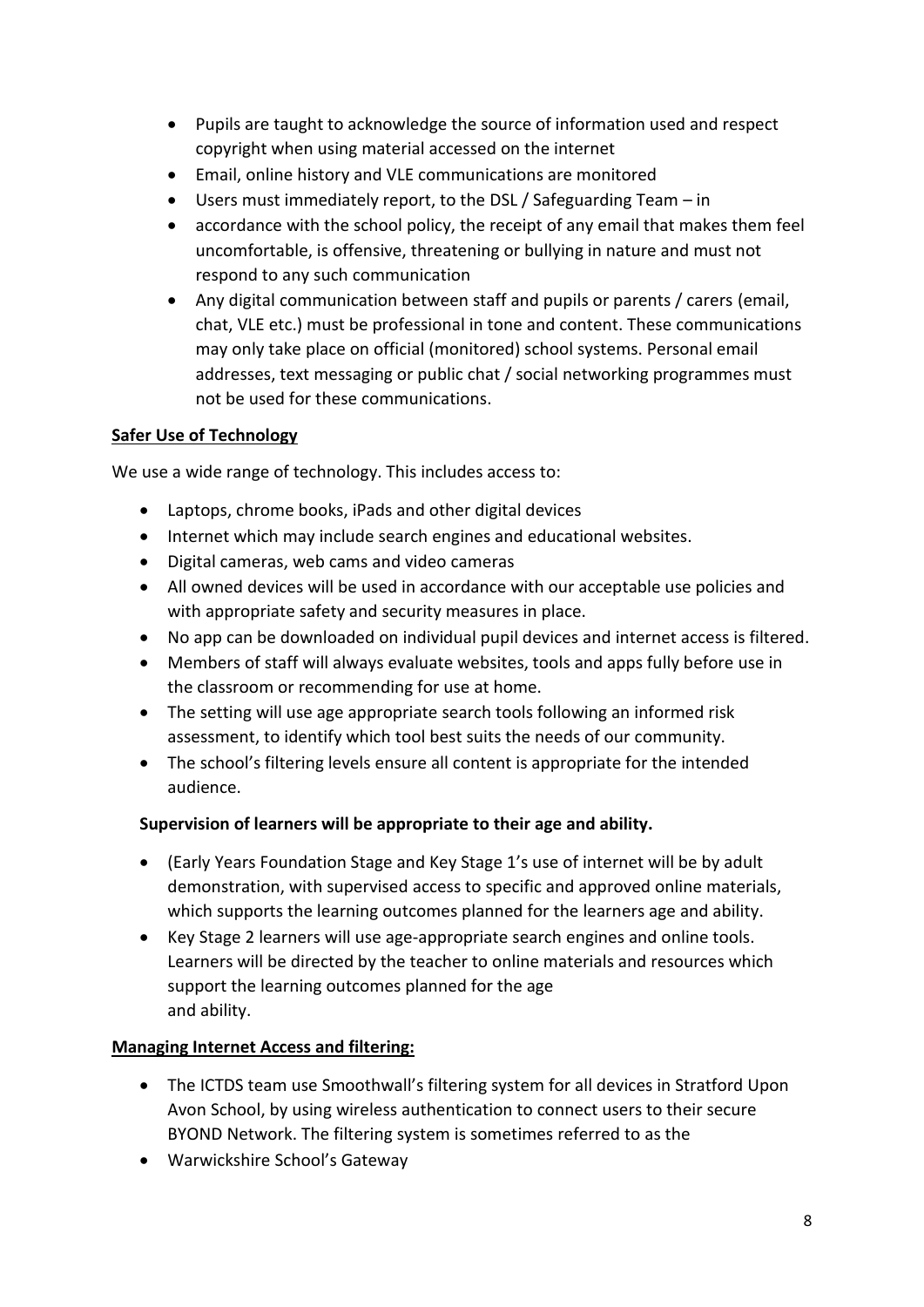- Pupils are taught to acknowledge the source of information used and respect copyright when using material accessed on the internet
- Email, online history and VLE communications are monitored
- Users must immediately report, to the DSL / Safeguarding Team – in
- accordance with the school policy, the receipt of any email that makes them feel uncomfortable, is offensive, threatening or bullying in nature and must not respond to any such communication
- Any digital communication between staff and pupils or parents / carers (email, chat, VLE etc.) must be professional in tone and content. These communications may only take place on official (monitored) school systems. Personal email addresses, text messaging or public chat / social networking programmes must not be used for these communications.

**Safer Use of Technology**

We use a wide range of technology. This includes access to:

- Laptops, chrome books, iPads and other digital devices
- Internet which may include search engines and educational websites.
- Digital cameras, web cams and video cameras
- All owned devices will be used in accordance with our acceptable use policies and with appropriate safety and security measures in place.
- No app can be downloaded on individual pupil devices and internet access is filtered.
- Members of staff will always evaluate websites, tools and apps fully before use in the classroom or recommending for use at home.
- The setting will use age appropriate search tools following an informed risk assessment, to identify which tool best suits the needs of our community.
- The school's filtering levels ensure all content is appropriate for the intended audience.

**Supervision of learners will be appropriate to their age and ability.**

- (Early Years Foundation Stage and Key Stage 1's use of internet will be by adult demonstration, with supervised access to specific and approved online materials, which supports the learning outcomes planned for the learners age and ability.
- Key Stage 2 learners will use age-appropriate search engines and online tools. Learners will be directed by the teacher to online materials and resources which support the learning outcomes planned for the age and ability.

**Managing Internet Access and filtering:**

- The ICTDS team use Smoothwall's filtering system for all devices in Stratford Upon Avon School, by using wireless authentication to connect users to their secure BYOND Network. The filtering system is sometimes referred to as the
- Warwickshire School's Gateway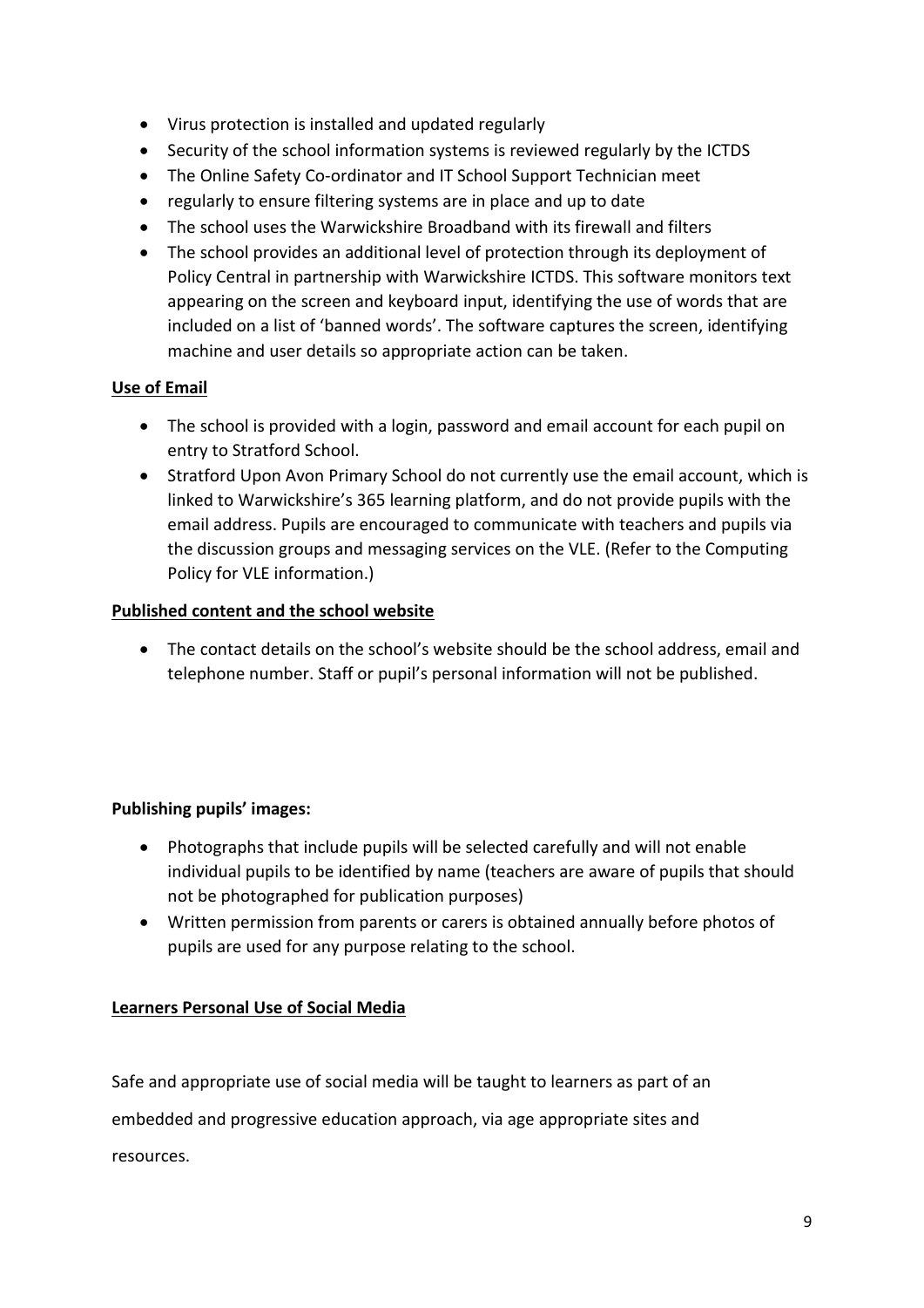- Virus protection is installed and updated regularly
- Security of the school information systems is reviewed regularly by the ICTDS
- The Online Safety Co-ordinator and IT School Support Technician meet
- regularly to ensure filtering systems are in place and up to date
- The school uses the Warwickshire Broadband with its firewall and filters
- The school provides an additional level of protection through its deployment of Policy Central in partnership with Warwickshire ICTDS. This software monitors text appearing on the screen and keyboard input, identifying the use of words that are included on a list of 'banned words'. The software captures the screen, identifying machine and user details so appropriate action can be taken.

**Use of Email**

- The school is provided with a login, password and email account for each pupil on entry to Stratford School.
- Stratford Upon Avon Primary School do not currently use the email account, which is linked to Warwickshire's 365 learning platform, and do not provide pupils with the email address. Pupils are encouraged to communicate with teachers and pupils via the discussion groups and messaging services on the VLE. (Refer to the Computing Policy for VLE information.)

**Published content and the school website**

- The contact details on the school's website should be the school address, email and telephone number. Staff or pupil's personal information will not be published.

**Publishing pupils' images:**

- Photographs that include pupils will be selected carefully and will not enable individual pupils to be identified by name (teachers are aware of pupils that should not be photographed for publication purposes)
- Written permission from parents or carers is obtained annually before photos of pupils are used for any purpose relating to the school.

**Learners Personal Use of Social Media**

Safe and appropriate use of social media will be taught to learners as part of an embedded and progressive education approach, via age appropriate sites and resources.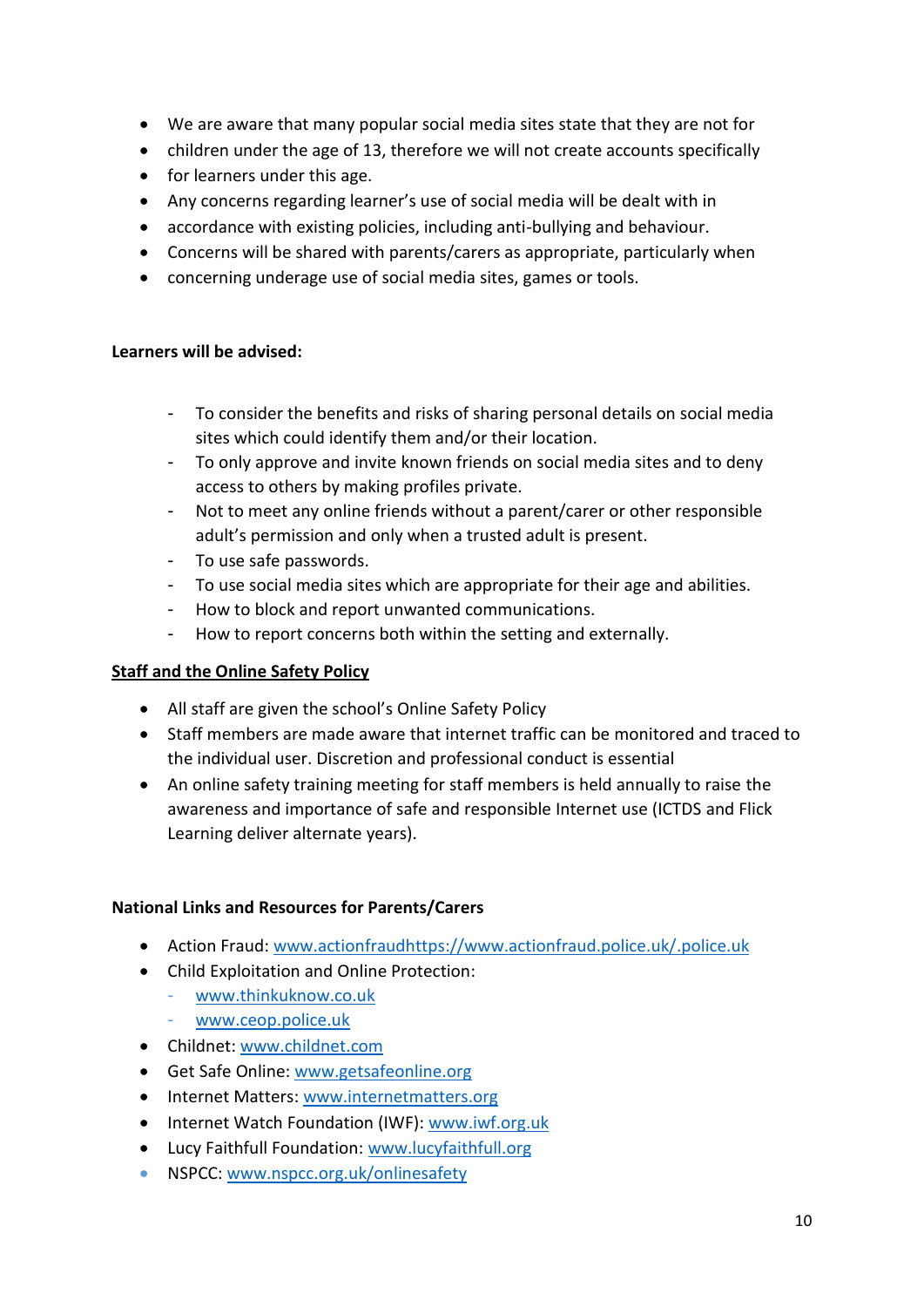- We are aware that many popular social media sites state that they are not for
- children under the age of 13, therefore we will not create accounts specifically
- for learners under this age.
- Any concerns regarding learner's use of social media will be dealt with in
- accordance with existing policies, including anti-bullying and behaviour.
- Concerns will be shared with parents/carers as appropriate, particularly when
- concerning underage use of social media sites, games or tools.

**Learners will be advised:**

- To consider the benefits and risks of sharing personal details on social media sites which could identify them and/or their location.
- To only approve and invite known friends on social media sites and to deny access to others by making profiles private.
- Not to meet any online friends without a parent/carer or other responsible adult's permission and only when a trusted adult is present.
- To use safe passwords.
- To use social media sites which are appropriate for their age and abilities.
- How to block and report unwanted communications.
- How to report concerns both within the setting and externally.

**Staff and the Online Safety Policy**

- All staff are given the school's Online Safety Policy
- Staff members are made aware that internet traffic can be monitored and traced to the individual user. Discretion and professional conduct is essential
- An online safety training meeting for staff members is held annually to raise the awareness and importance of safe and responsible Internet use (ICTDS and Flick Learning deliver alternate years).

**National Links and Resources for Parents/Carers**

- Action Fraud: www.actionfraudhttps://www.actionfraud.police.uk/.police.uk
- Child Exploitation and Online Protection:
  - www.thinkuknow.co.uk
  - www.ceop.police.uk
- Childnet: www.childnet.com
- Get Safe Online: www.getsafeonline.org
- Internet Matters: www.internetmatters.org
- Internet Watch Foundation (IWF): www.iwf.org.uk
- Lucy Faithfull Foundation: www.lucyfaithfull.org
- NSPCC: www.nspcc.org.uk/onlinesafety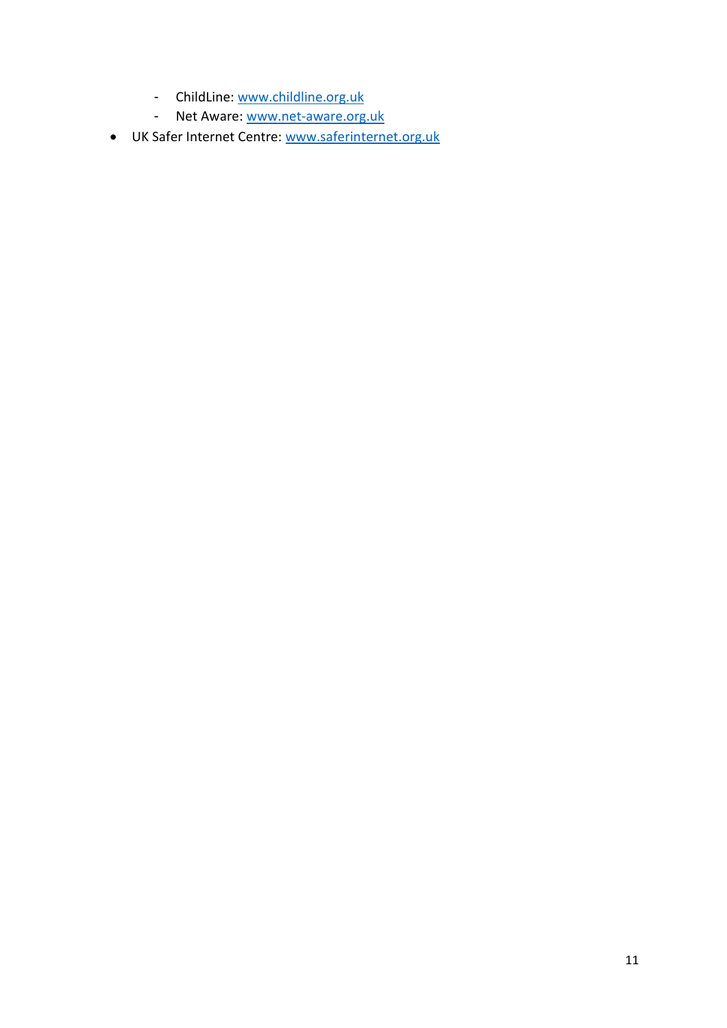- ChildLine: [www.childline.org.uk](http://www.childline.org.uk)
  - Net Aware: [www.net-aware.org.uk](http://www.net-aware.org.uk)
- UK Safer Internet Centre: [www.saferinternet.org.uk](http://www.saferinternet.org.uk)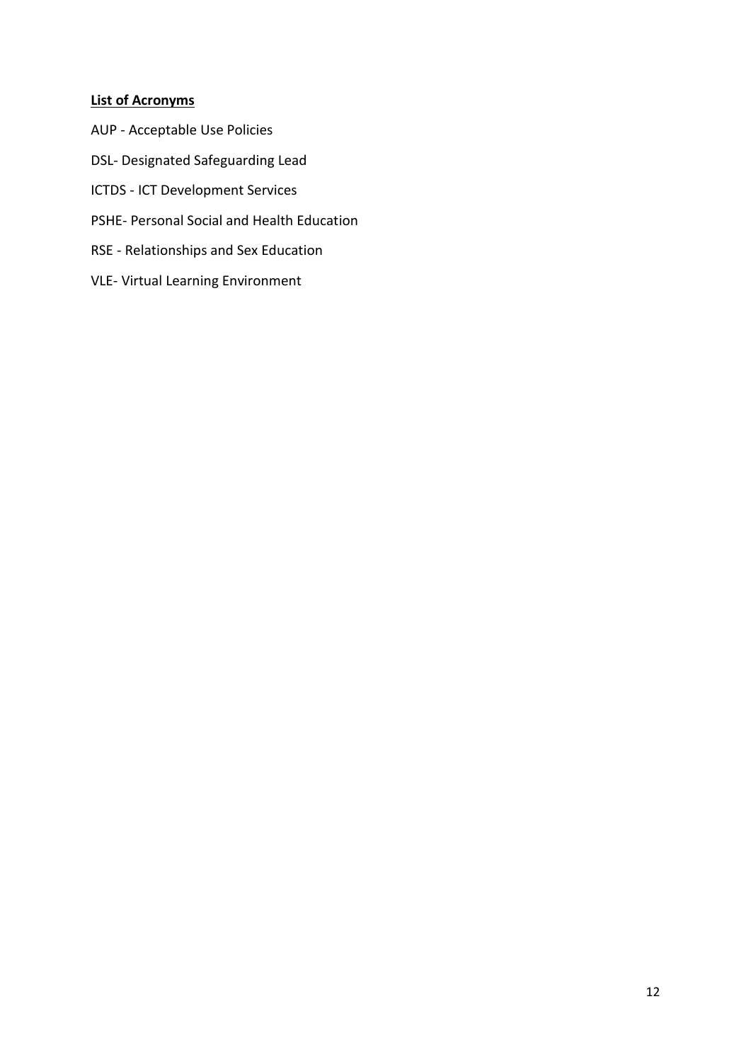**List of Acronyms**

AUP - Acceptable Use Policies

DSL- Designated Safeguarding Lead

ICTDS - ICT Development Services

PSHE- Personal Social and Health Education

RSE - Relationships and Sex Education

VLE- Virtual Learning Environment